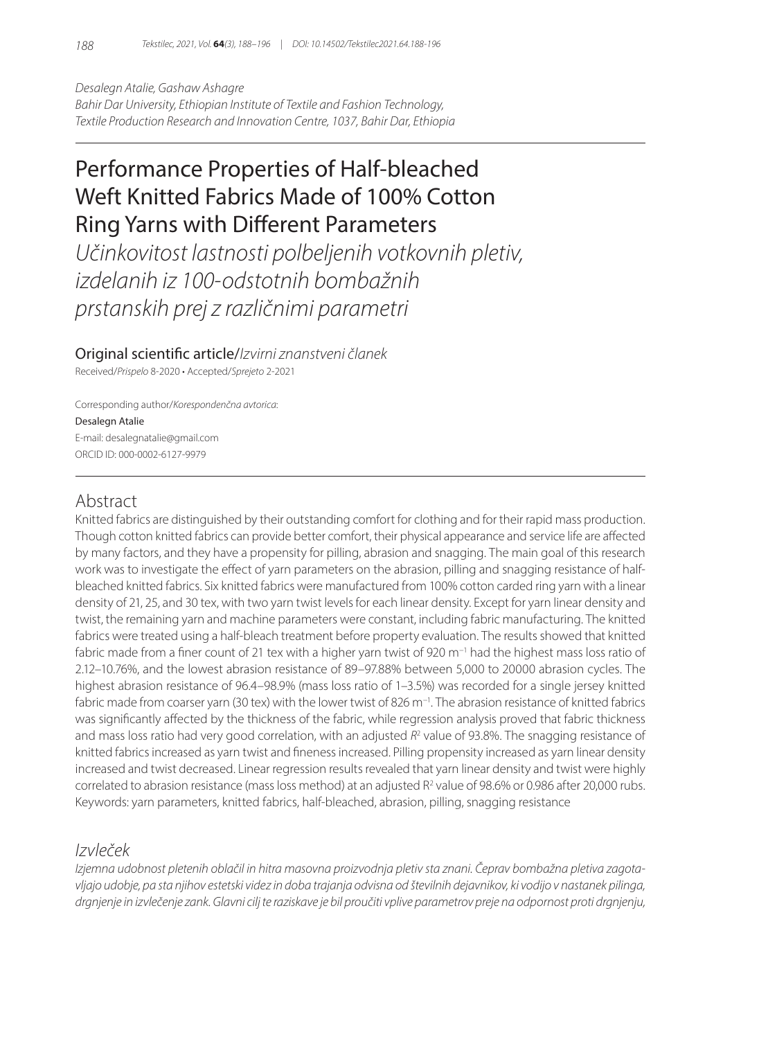*Desalegn Atalie, Gashaw Ashagre*
*Bahir Dar University, Ethiopian Institute of Textile and Fashion Technology, Textile Production Research and Innovation Centre, 1037, Bahir Dar, Ethiopia*

# Performance Properties of Half-bleached Weft Knitted Fabrics Made of 100% Cotton Ring Yarns with Different Parameters

*Učinkovitost lastnosti polbeljenih votkovnih pletiv, izdelanih iz 100-odstotnih bombažnih prstanskih prej z različnimi parametri*

Original scientific article/*Izvirni znanstveni članek*

Received/*Prispelo* 8-2020 • Accepted/*Sprejeto* 2-2021

Corresponding author/*Korespondenčna avtorica*:
Desalegn Atalie
E-mail: desalegnatalie@gmail.com
ORCID ID: 000-0002-6127-9979

## Abstract

Knitted fabrics are distinguished by their outstanding comfort for clothing and for their rapid mass production. Though cotton knitted fabrics can provide better comfort, their physical appearance and service life are affected by many factors, and they have a propensity for pilling, abrasion and snagging. The main goal of this research work was to investigate the effect of yarn parameters on the abrasion, pilling and snagging resistance of half-bleached knitted fabrics. Six knitted fabrics were manufactured from 100% cotton carded ring yarn with a linear density of 21, 25, and 30 tex, with two yarn twist levels for each linear density. Except for yarn linear density and twist, the remaining yarn and machine parameters were constant, including fabric manufacturing. The knitted fabrics were treated using a half-bleach treatment before property evaluation. The results showed that knitted fabric made from a finer count of 21 tex with a higher yarn twist of 920 $m^{-1}$ had the highest mass loss ratio of 2.12–10.76%, and the lowest abrasion resistance of 89–97.88% between 5,000 to 20000 abrasion cycles. The highest abrasion resistance of 96.4–98.9% (mass loss ratio of 1–3.5%) was recorded for a single jersey knitted fabric made from coarser yarn (30 tex) with the lower twist of 826 $m^{-1}$. The abrasion resistance of knitted fabrics was significantly affected by the thickness of the fabric, while regression analysis proved that fabric thickness and mass loss ratio had very good correlation, with an adjusted $R^2$ value of 93.8%. The snagging resistance of knitted fabrics increased as yarn twist and fineness increased. Pilling propensity increased as yarn linear density increased and twist decreased. Linear regression results revealed that yarn linear density and twist were highly correlated to abrasion resistance (mass loss method) at an adjusted $R^2$ value of 98.6% or 0.986 after 20,000 rubs.

Keywords: yarn parameters, knitted fabrics, half-bleached, abrasion, pilling, snagging resistance

## *Izvleček*

*Izjemna udobnost pletenih oblačil in hitra masovna proizvodnja pletiv sta znani. Čeprav bombažna pletiva zagotavljajo udobje, pa sta njihov estetski videz in doba trajanja odvisna od številnih dejavnikov, ki vodijo v nastanek pilinga, drgnjenje in izvlečenje zank. Glavni cilj te raziskave je bil proučiti vplive parametrov preje na odpornost proti drgnjenju,*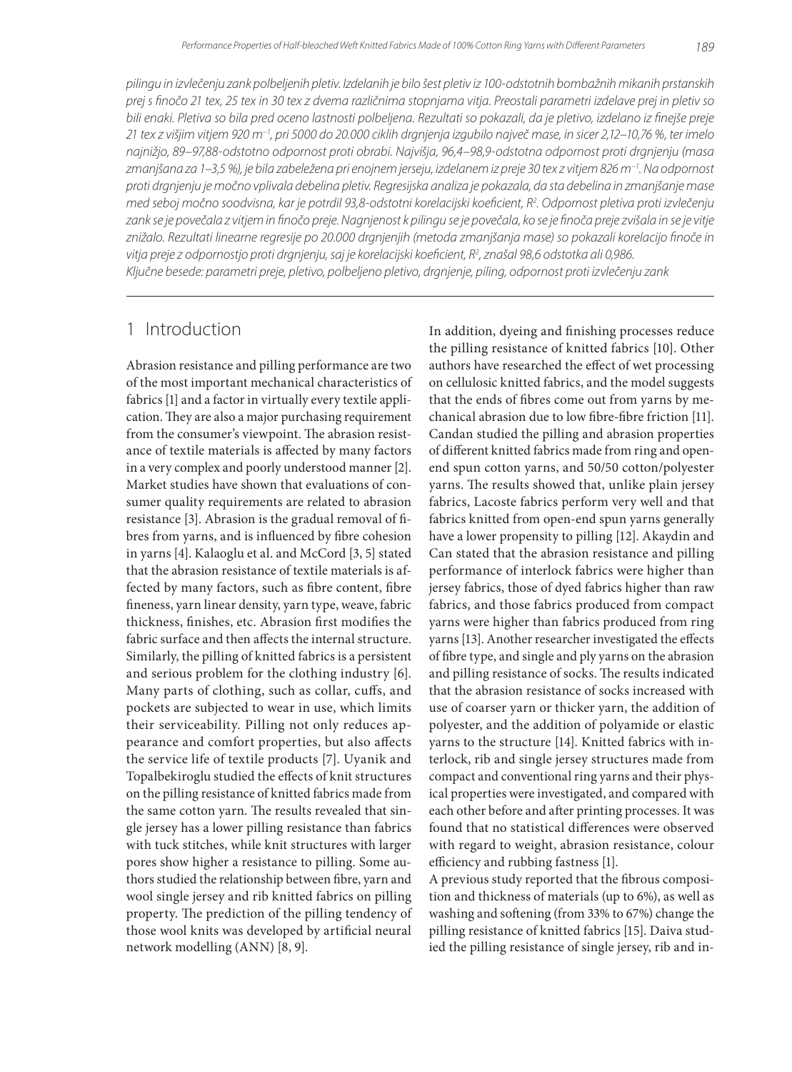*pilingu in izvlečenju zank polbeljenih pletiv. Izdelanih je bilo šest pletiv iz 100-odstotnih bombažnih mikanih prstanskih prej s finočo 21 tex, 25 tex in 30 tex z dvema različnima stopnjama vitja. Preostali parametri izdelave prej in pletiv so bili enaki. Pletiva so bila pred oceno lastnosti polbeljena. Rezultati so pokazali, da je pletivo, izdelano iz finejše preje 21 tex z višjim vitjem 920 m$^{-1}$, pri 5000 do 20.000 ciklih drgnjenja izgubilo največ mase, in sicer 2,12–10,76 %, ter imelo najnižjo, 89–97,88-odstotno odpornost proti obrabi. Najvišja, 96,4–98,9-odstotna odpornost proti drgnjenju (masa zmanjšana za 1–3,5 %), je bila zabeležena pri enojnem jerseju, izdelanem iz preje 30 tex z vitjem 826 m$^{-1}$. Na odpornost proti drgnjenju je močno vplivala debelina pletiv. Regresijska analiza je pokazala, da sta debelina in zmanjšanje mase med seboj močno soodvisna, kar je potrdil 93,8-odstotni korelacijski koeficient, $R^2$. Odpornost pletiva proti izvlečenju zank se je povečala z vitjem in finočo preje. Nagnjenost k pilingu se je povečala, ko se je finoča preje zvišala in se je vitje znižalo. Rezultati linearne regresije po 20.000 drgnjenjih (metoda zmanjšanja mase) so pokazali korelacijo finoče in vitja preje z odpornostjo proti drgnjenju, saj je korelacijski koeficient, $R^2$, znašal 98,6 odstotka ali 0,986.*
*Ključne besede: parametri preje, pletivo, polbeljeno pletivo, drgnjenje, piling, odpornost proti izvlečenju zank*

## 1 Introduction

Abrasion resistance and pilling performance are two of the most important mechanical characteristics of fabrics [1] and a factor in virtually every textile application. They are also a major purchasing requirement from the consumer's viewpoint. The abrasion resistance of textile materials is affected by many factors in a very complex and poorly understood manner [2]. Market studies have shown that evaluations of consumer quality requirements are related to abrasion resistance [3]. Abrasion is the gradual removal of fibres from yarns, and is influenced by fibre cohesion in yarns [4]. Kalaoglu et al. and McCord [3, 5] stated that the abrasion resistance of textile materials is affected by many factors, such as fibre content, fibre fineness, yarn linear density, yarn type, weave, fabric thickness, finishes, etc. Abrasion first modifies the fabric surface and then affects the internal structure. Similarly, the pilling of knitted fabrics is a persistent and serious problem for the clothing industry [6]. Many parts of clothing, such as collar, cuffs, and pockets are subjected to wear in use, which limits their serviceability. Pilling not only reduces appearance and comfort properties, but also affects the service life of textile products [7]. Uyanik and Topalbekiroglu studied the effects of knit structures on the pilling resistance of knitted fabrics made from the same cotton yarn. The results revealed that single jersey has a lower pilling resistance than fabrics with tuck stitches, while knit structures with larger pores show higher a resistance to pilling. Some authors studied the relationship between fibre, yarn and wool single jersey and rib knitted fabrics on pilling property. The prediction of the pilling tendency of those wool knits was developed by artificial neural network modelling (ANN) [8, 9].

In addition, dyeing and finishing processes reduce the pilling resistance of knitted fabrics [10]. Other authors have researched the effect of wet processing on cellulosic knitted fabrics, and the model suggests that the ends of fibres come out from yarns by mechanical abrasion due to low fibre-fibre friction [11]. Candan studied the pilling and abrasion properties of different knitted fabrics made from ring and open-end spun cotton yarns, and 50/50 cotton/polyester yarns. The results showed that, unlike plain jersey fabrics, Lacoste fabrics perform very well and that fabrics knitted from open-end spun yarns generally have a lower propensity to pilling [12]. Akaydin and Can stated that the abrasion resistance and pilling performance of interlock fabrics were higher than jersey fabrics, those of dyed fabrics higher than raw fabrics, and those fabrics produced from compact yarns were higher than fabrics produced from ring yarns [13]. Another researcher investigated the effects of fibre type, and single and ply yarns on the abrasion and pilling resistance of socks. The results indicated that the abrasion resistance of socks increased with use of coarser yarn or thicker yarn, the addition of polyester, and the addition of polyamide or elastic yarns to the structure [14]. Knitted fabrics with interlock, rib and single jersey structures made from compact and conventional ring yarns and their physical properties were investigated, and compared with each other before and after printing processes. It was found that no statistical differences were observed with regard to weight, abrasion resistance, colour efficiency and rubbing fastness [1].

A previous study reported that the fibrous composition and thickness of materials (up to 6%), as well as washing and softening (from 33% to 67%) change the pilling resistance of knitted fabrics [15]. Daiva studied the pilling resistance of single jersey, rib and in-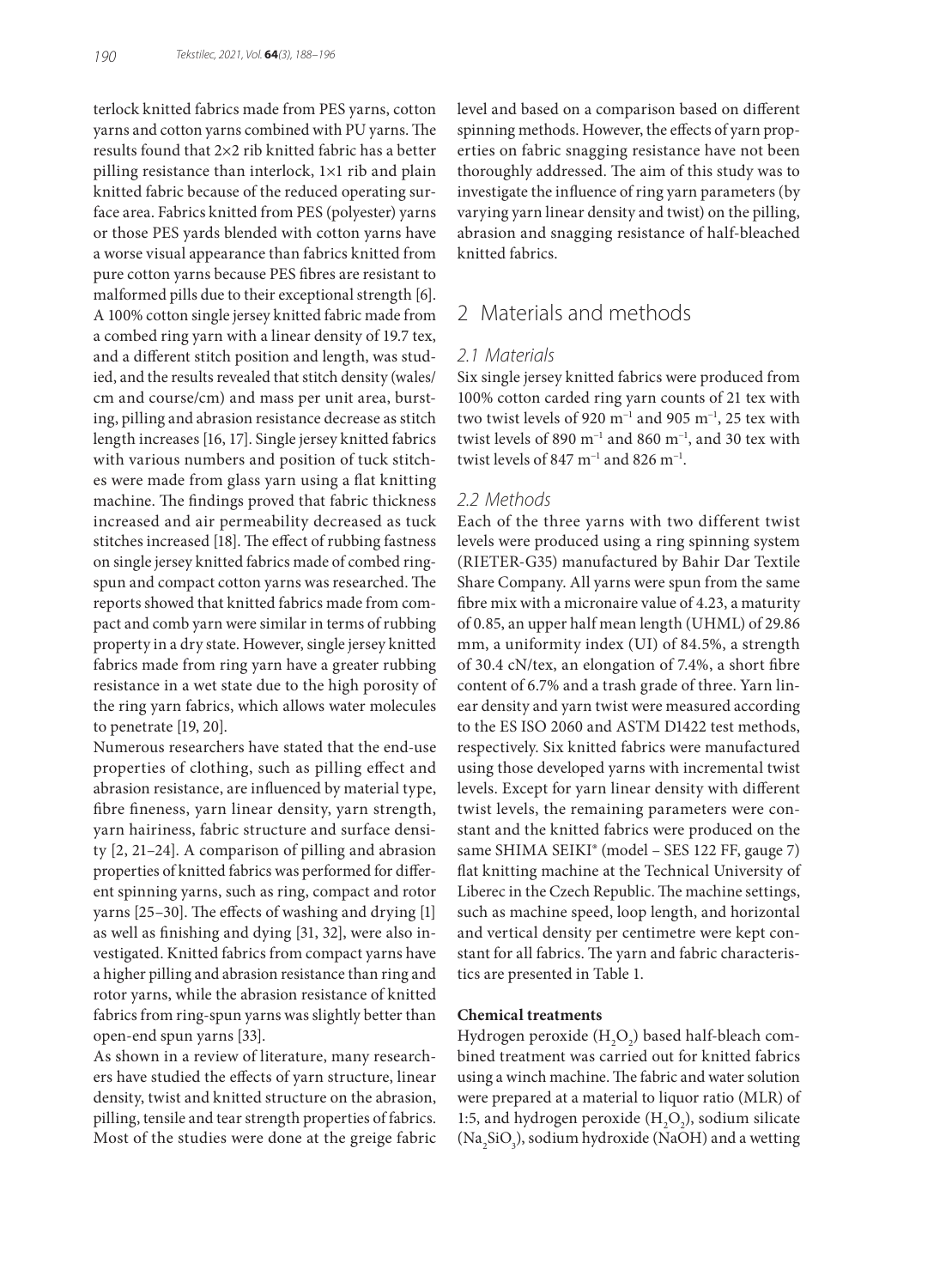terlock knitted fabrics made from PES yarns, cotton yarns and cotton yarns combined with PU yarns. The results found that 2×2 rib knitted fabric has a better pilling resistance than interlock, 1×1 rib and plain knitted fabric because of the reduced operating surface area. Fabrics knitted from PES (polyester) yarns or those PES yards blended with cotton yarns have a worse visual appearance than fabrics knitted from pure cotton yarns because PES fibres are resistant to malformed pills due to their exceptional strength [6]. A 100% cotton single jersey knitted fabric made from a combed ring yarn with a linear density of 19.7 tex, and a different stitch position and length, was studied, and the results revealed that stitch density (wales/cm and course/cm) and mass per unit area, bursting, pilling and abrasion resistance decrease as stitch length increases [16, 17]. Single jersey knitted fabrics with various numbers and position of tuck stitches were made from glass yarn using a flat knitting machine. The findings proved that fabric thickness increased and air permeability decreased as tuck stitches increased [18]. The effect of rubbing fastness on single jersey knitted fabrics made of combed ring-spun and compact cotton yarns was researched. The reports showed that knitted fabrics made from compact and comb yarn were similar in terms of rubbing property in a dry state. However, single jersey knitted fabrics made from ring yarn have a greater rubbing resistance in a wet state due to the high porosity of the ring yarn fabrics, which allows water molecules to penetrate [19, 20].

Numerous researchers have stated that the end-use properties of clothing, such as pilling effect and abrasion resistance, are influenced by material type, fibre fineness, yarn linear density, yarn strength, yarn hairiness, fabric structure and surface density [2, 21–24]. A comparison of pilling and abrasion properties of knitted fabrics was performed for different spinning yarns, such as ring, compact and rotor yarns [25–30]. The effects of washing and drying [1] as well as finishing and dying [31, 32], were also investigated. Knitted fabrics from compact yarns have a higher pilling and abrasion resistance than ring and rotor yarns, while the abrasion resistance of knitted fabrics from ring-spun yarns was slightly better than open-end spun yarns [33].

As shown in a review of literature, many researchers have studied the effects of yarn structure, linear density, twist and knitted structure on the abrasion, pilling, tensile and tear strength properties of fabrics. Most of the studies were done at the greige fabric level and based on a comparison based on different spinning methods. However, the effects of yarn properties on fabric snagging resistance have not been thoroughly addressed. The aim of this study was to investigate the influence of ring yarn parameters (by varying yarn linear density and twist) on the pilling, abrasion and snagging resistance of half-bleached knitted fabrics.

## 2 Materials and methods

### 2.1 Materials

Six single jersey knitted fabrics were produced from 100% cotton carded ring yarn counts of 21 tex with two twist levels of 920 $m^{-1}$ and 905 $m^{-1}$, 25 tex with twist levels of 890 $m^{-1}$ and 860 $m^{-1}$, and 30 tex with twist levels of 847 $m^{-1}$ and 826 $m^{-1}$.

### 2.2 Methods

Each of the three yarns with two different twist levels were produced using a ring spinning system (RIETER-G35) manufactured by Bahir Dar Textile Share Company. All yarns were spun from the same fibre mix with a micronaire value of 4.23, a maturity of 0.85, an upper half mean length (UHML) of 29.86 mm, a uniformity index (UI) of 84.5%, a strength of 30.4 cN/tex, an elongation of 7.4%, a short fibre content of 6.7% and a trash grade of three. Yarn linear density and yarn twist were measured according to the ES ISO 2060 and ASTM D1422 test methods, respectively. Six knitted fabrics were manufactured using those developed yarns with incremental twist levels. Except for yarn linear density with different twist levels, the remaining parameters were constant and the knitted fabrics were produced on the same SHIMA SEIKI® (model – SES 122 FF, gauge 7) flat knitting machine at the Technical University of Liberec in the Czech Republic. The machine settings, such as machine speed, loop length, and horizontal and vertical density per centimetre were kept constant for all fabrics. The yarn and fabric characteristics are presented in Table 1.

**Chemical treatments**

Hydrogen peroxide ($H_2O_2$) based half-bleach combined treatment was carried out for knitted fabrics using a winch machine. The fabric and water solution were prepared at a material to liquor ratio (MLR) of 1:5, and hydrogen peroxide ($H_2O_2$), sodium silicate ($Na_2SiO_3$), sodium hydroxide (NaOH) and a wetting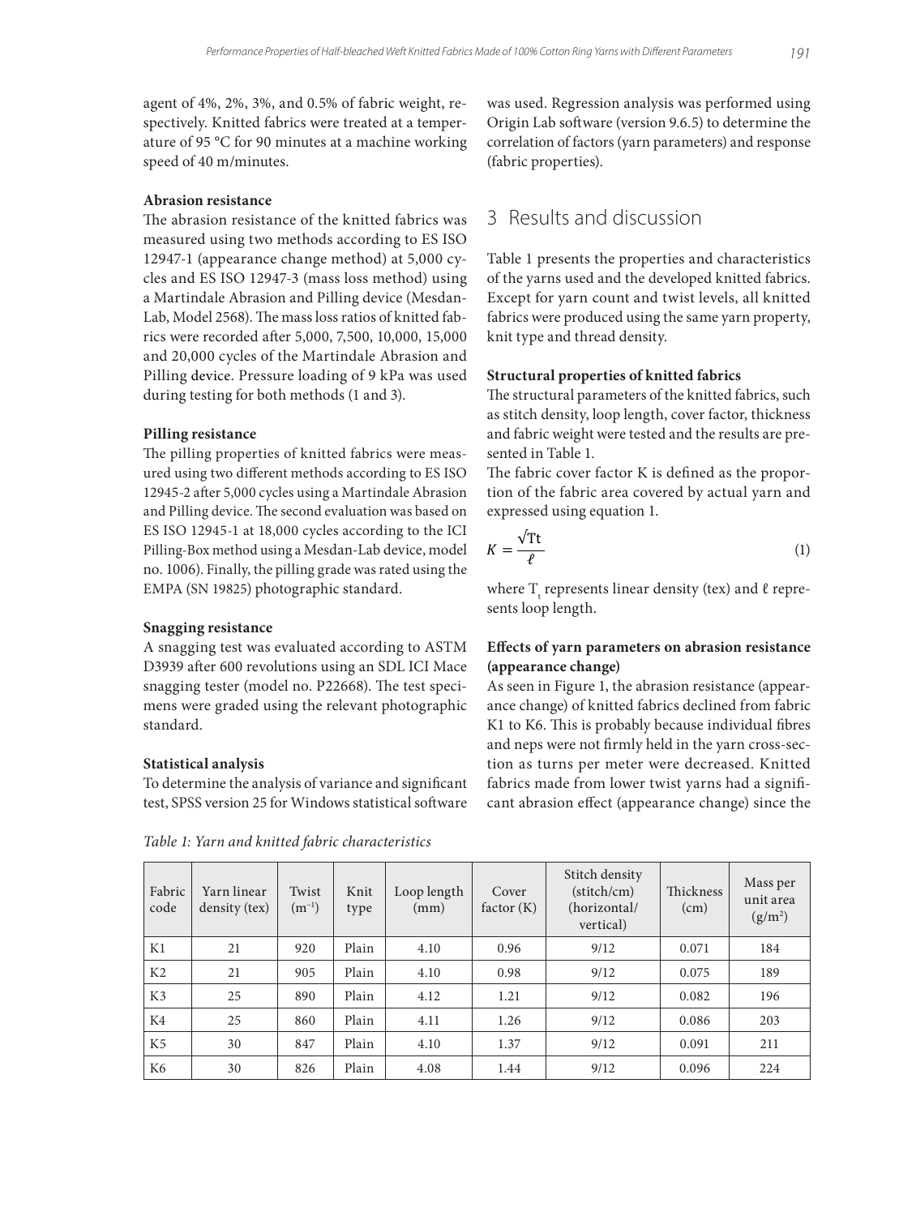agent of 4%, 2%, 3%, and 0.5% of fabric weight, respectively. Knitted fabrics were treated at a temperature of 95 °C for 90 minutes at a machine working speed of 40 m/minutes.

**Abrasion resistance**

The abrasion resistance of the knitted fabrics was measured using two methods according to ES ISO 12947-1 (appearance change method) at 5,000 cycles and ES ISO 12947-3 (mass loss method) using a Martindale Abrasion and Pilling device (Mesdan-Lab, Model 2568). The mass loss ratios of knitted fabrics were recorded after 5,000, 7,500, 10,000, 15,000 and 20,000 cycles of the Martindale Abrasion and Pilling device. Pressure loading of 9 kPa was used during testing for both methods (1 and 3).

**Pilling resistance**

The pilling properties of knitted fabrics were measured using two different methods according to ES ISO 12945-2 after 5,000 cycles using a Martindale Abrasion and Pilling device. The second evaluation was based on ES ISO 12945-1 at 18,000 cycles according to the ICI Pilling-Box method using a Mesdan-Lab device, model no. 1006). Finally, the pilling grade was rated using the EMPA (SN 19825) photographic standard.

**Snagging resistance**

A snagging test was evaluated according to ASTM D3939 after 600 revolutions using an SDL ICI Mace snagging tester (model no. P22668). The test specimens were graded using the relevant photographic standard.

**Statistical analysis**

To determine the analysis of variance and significant test, SPSS version 25 for Windows statistical software was used. Regression analysis was performed using Origin Lab software (version 9.6.5) to determine the correlation of factors (yarn parameters) and response (fabric properties).

## 3 Results and discussion

Table 1 presents the properties and characteristics of the yarns used and the developed knitted fabrics. Except for yarn count and twist levels, all knitted fabrics were produced using the same yarn property, knit type and thread density.

**Structural properties of knitted fabrics**

The structural parameters of the knitted fabrics, such as stitch density, loop length, cover factor, thickness and fabric weight were tested and the results are presented in Table 1.

The fabric cover factor K is defined as the proportion of the fabric area covered by actual yarn and expressed using equation 1.

$$K = \frac{\sqrt{\mathrm{Tt}}}{\ell} \tag{1}$$

where $T_t$ represents linear density (tex) and $\ell$ represents loop length.

**Effects of yarn parameters on abrasion resistance (appearance change)**

As seen in Figure 1, the abrasion resistance (appearance change) of knitted fabrics declined from fabric K1 to K6. This is probably because individual fibres and neps were not firmly held in the yarn cross-section as turns per meter were decreased. Knitted fabrics made from lower twist yarns had a significant abrasion effect (appearance change) since the

*Table 1: Yarn and knitted fabric characteristics*

| Fabric code | Yarn linear density (tex) | Twist ($m^{-1}$) | Knit type | Loop length (mm) | Cover factor (K) | Stitch density (stitch/cm) (horizontal/vertical) | Thickness (cm) | Mass per unit area ($g/m^2$) |
|---|---|---|---|---|---|---|---|---|
| K1 | 21 | 920 | Plain | 4.10 | 0.96 | 9/12 | 0.071 | 184 |
| K2 | 21 | 905 | Plain | 4.10 | 0.98 | 9/12 | 0.075 | 189 |
| K3 | 25 | 890 | Plain | 4.12 | 1.21 | 9/12 | 0.082 | 196 |
| K4 | 25 | 860 | Plain | 4.11 | 1.26 | 9/12 | 0.086 | 203 |
| K5 | 30 | 847 | Plain | 4.10 | 1.37 | 9/12 | 0.091 | 211 |
| K6 | 30 | 826 | Plain | 4.08 | 1.44 | 9/12 | 0.096 | 224 |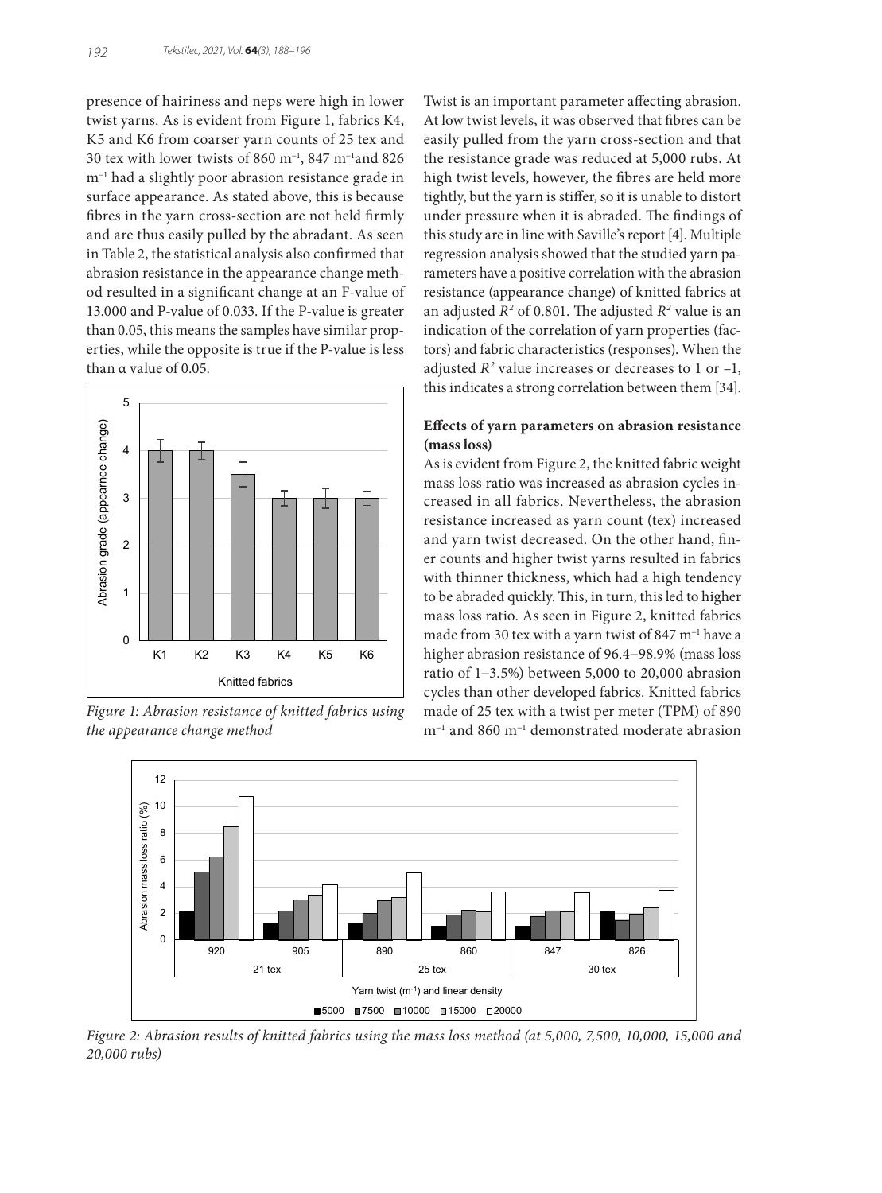presence of hairiness and neps were high in lower twist yarns. As is evident from Figure 1, fabrics K4, K5 and K6 from coarser yarn counts of 25 tex and 30 tex with lower twists of 860 m$^{-1}$, 847 m$^{-1}$and 826 m$^{-1}$ had a slightly poor abrasion resistance grade in surface appearance. As stated above, this is because fibres in the yarn cross-section are not held firmly and are thus easily pulled by the abradant. As seen in Table 2, the statistical analysis also confirmed that abrasion resistance in the appearance change method resulted in a significant change at an F-value of 13.000 and P-value of 0.033. If the P-value is greater than 0.05, this means the samples have similar properties, while the opposite is true if the P-value is less than α value of 0.05.

*Figure 1: Abrasion resistance of knitted fabrics using the appearance change method*

Twist is an important parameter affecting abrasion. At low twist levels, it was observed that fibres can be easily pulled from the yarn cross-section and that the resistance grade was reduced at 5,000 rubs. At high twist levels, however, the fibres are held more tightly, but the yarn is stiffer, so it is unable to distort under pressure when it is abraded. The findings of this study are in line with Saville's report [4]. Multiple regression analysis showed that the studied yarn parameters have a positive correlation with the abrasion resistance (appearance change) of knitted fabrics at an adjusted $R^2$ of 0.801. The adjusted $R^2$ value is an indication of the correlation of yarn properties (factors) and fabric characteristics (responses). When the adjusted $R^2$ value increases or decreases to 1 or –1, this indicates a strong correlation between them [34].

**Effects of yarn parameters on abrasion resistance (mass loss)**

As is evident from Figure 2, the knitted fabric weight mass loss ratio was increased as abrasion cycles increased in all fabrics. Nevertheless, the abrasion resistance increased as yarn count (tex) increased and yarn twist decreased. On the other hand, finer counts and higher twist yarns resulted in fabrics with thinner thickness, which had a high tendency to be abraded quickly. This, in turn, this led to higher mass loss ratio. As seen in Figure 2, knitted fabrics made from 30 tex with a yarn twist of 847 m$^{-1}$ have a higher abrasion resistance of 96.4–98.9% (mass loss ratio of 1–3.5%) between 5,000 to 20,000 abrasion cycles than other developed fabrics. Knitted fabrics made of 25 tex with a twist per meter (TPM) of 890 m$^{-1}$ and 860 m$^{-1}$ demonstrated moderate abrasion

*Figure 2: Abrasion results of knitted fabrics using the mass loss method (at 5,000, 7,500, 10,000, 15,000 and 20,000 rubs)*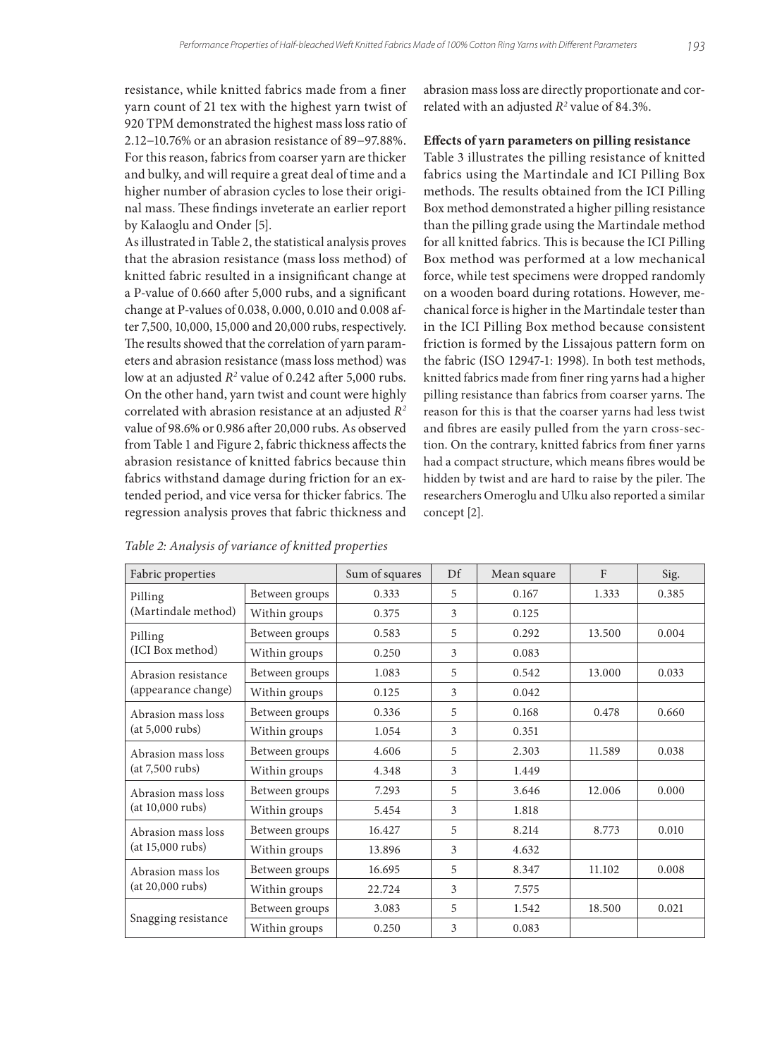resistance, while knitted fabrics made from a finer yarn count of 21 tex with the highest yarn twist of 920 TPM demonstrated the highest mass loss ratio of 2.12–10.76% or an abrasion resistance of 89–97.88%. For this reason, fabrics from coarser yarn are thicker and bulky, and will require a great deal of time and a higher number of abrasion cycles to lose their original mass. These findings inveterate an earlier report by Kalaoglu and Onder [5].

As illustrated in Table 2, the statistical analysis proves that the abrasion resistance (mass loss method) of knitted fabric resulted in a insignificant change at a P-value of 0.660 after 5,000 rubs, and a significant change at P-values of 0.038, 0.000, 0.010 and 0.008 after 7,500, 10,000, 15,000 and 20,000 rubs, respectively. The results showed that the correlation of yarn parameters and abrasion resistance (mass loss method) was low at an adjusted $R^2$ value of 0.242 after 5,000 rubs. On the other hand, yarn twist and count were highly correlated with abrasion resistance at an adjusted $R^2$ value of 98.6% or 0.986 after 20,000 rubs. As observed from Table 1 and Figure 2, fabric thickness affects the abrasion resistance of knitted fabrics because thin fabrics withstand damage during friction for an extended period, and vice versa for thicker fabrics. The regression analysis proves that fabric thickness and abrasion mass loss are directly proportionate and correlated with an adjusted $R^2$ value of 84.3%.

**Effects of yarn parameters on pilling resistance**

Table 3 illustrates the pilling resistance of knitted fabrics using the Martindale and ICI Pilling Box methods. The results obtained from the ICI Pilling Box method demonstrated a higher pilling resistance than the pilling grade using the Martindale method for all knitted fabrics. This is because the ICI Pilling Box method was performed at a low mechanical force, while test specimens were dropped randomly on a wooden board during rotations. However, mechanical force is higher in the Martindale tester than in the ICI Pilling Box method because consistent friction is formed by the Lissajous pattern form on the fabric (ISO 12947-1: 1998). In both test methods, knitted fabrics made from finer ring yarns had a higher pilling resistance than fabrics from coarser yarns. The reason for this is that the coarser yarns had less twist and fibres are easily pulled from the yarn cross-section. On the contrary, knitted fabrics from finer yarns had a compact structure, which means fibres would be hidden by twist and are hard to raise by the piler. The researchers Omeroglu and Ulku also reported a similar concept [2].

*Table 2: Analysis of variance of knitted properties*

| Fabric properties | | Sum of squares | Df | Mean square | F | Sig. |
|---|---|---|---|---|---|---|
| Pilling (Martindale method) | Between groups | 0.333 | 5 | 0.167 | 1.333 | 0.385 |
| | Within groups | 0.375 | 3 | 0.125 | | |
| Pilling (ICI Box method) | Between groups | 0.583 | 5 | 0.292 | 13.500 | 0.004 |
| | Within groups | 0.250 | 3 | 0.083 | | |
| Abrasion resistance (appearance change) | Between groups | 1.083 | 5 | 0.542 | 13.000 | 0.033 |
| | Within groups | 0.125 | 3 | 0.042 | | |
| Abrasion mass loss (at 5,000 rubs) | Between groups | 0.336 | 5 | 0.168 | 0.478 | 0.660 |
| | Within groups | 1.054 | 3 | 0.351 | | |
| Abrasion mass loss (at 7,500 rubs) | Between groups | 4.606 | 5 | 2.303 | 11.589 | 0.038 |
| | Within groups | 4.348 | 3 | 1.449 | | |
| Abrasion mass loss (at 10,000 rubs) | Between groups | 7.293 | 5 | 3.646 | 12.006 | 0.000 |
| | Within groups | 5.454 | 3 | 1.818 | | |
| Abrasion mass loss (at 15,000 rubs) | Between groups | 16.427 | 5 | 8.214 | 8.773 | 0.010 |
| | Within groups | 13.896 | 3 | 4.632 | | |
| Abrasion mass los (at 20,000 rubs) | Between groups | 16.695 | 5 | 8.347 | 11.102 | 0.008 |
| | Within groups | 22.724 | 3 | 7.575 | | |
| Snagging resistance | Between groups | 3.083 | 5 | 1.542 | 18.500 | 0.021 |
| | Within groups | 0.250 | 3 | 0.083 | | |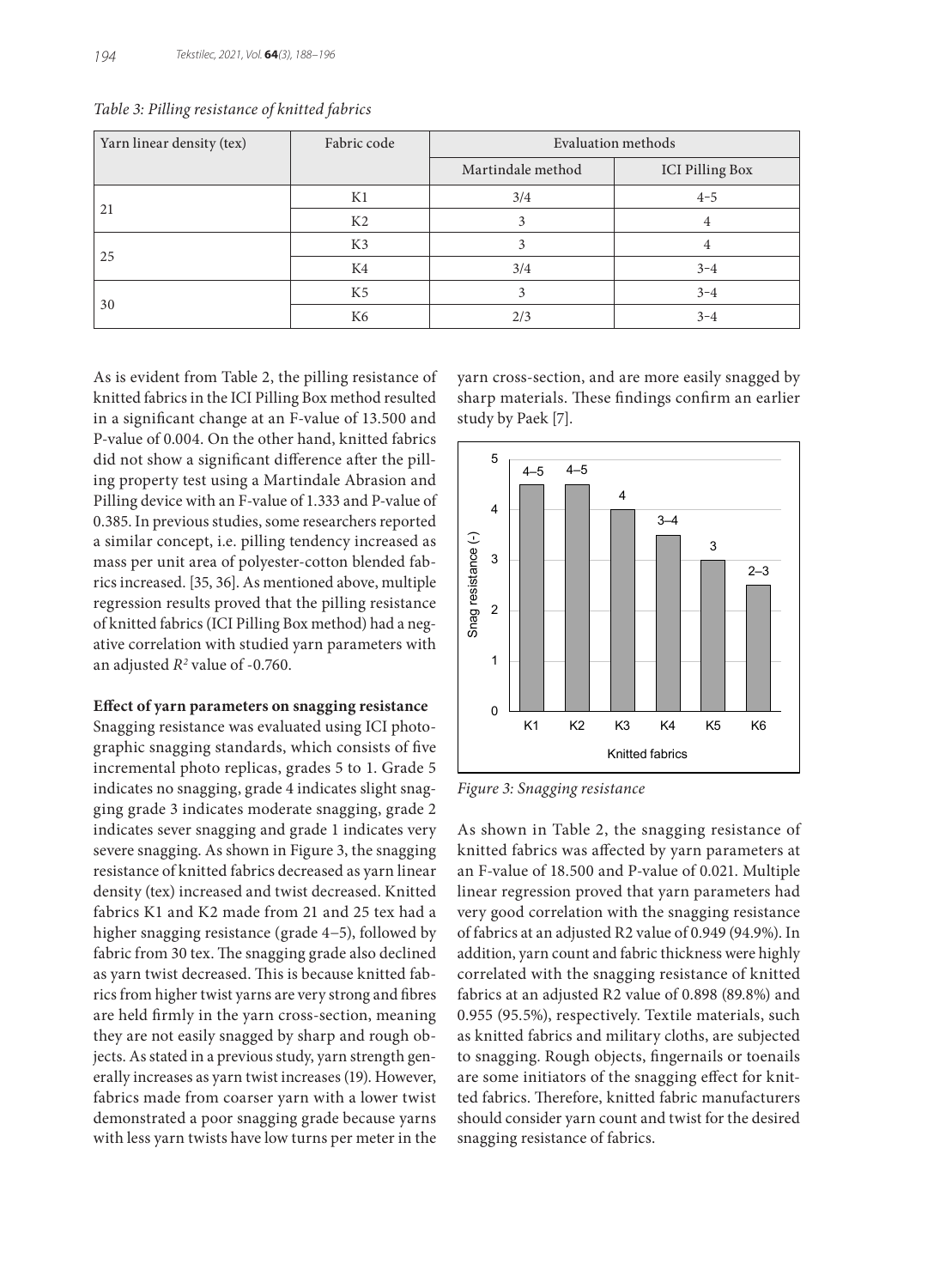*Table 3: Pilling resistance of knitted fabrics*

| Yarn linear density (tex) | Fabric code | Evaluation methods | |
|---|---|---|---|
| | | Martindale method | ICI Pilling Box |
| 21 | K1 | 3/4 | 4–5 |
| | K2 | 3 | 4 |
| 25 | K3 | 3 | 4 |
| | K4 | 3/4 | 3–4 |
| 30 | K5 | 3 | 3–4 |
| | K6 | 2/3 | 3–4 |

As is evident from Table 2, the pilling resistance of knitted fabrics in the ICI Pilling Box method resulted in a significant change at an F-value of 13.500 and P-value of 0.004. On the other hand, knitted fabrics did not show a significant difference after the pilling property test using a Martindale Abrasion and Pilling device with an F-value of 1.333 and P-value of 0.385. In previous studies, some researchers reported a similar concept, i.e. pilling tendency increased as mass per unit area of polyester-cotton blended fabrics increased. [35, 36]. As mentioned above, multiple regression results proved that the pilling resistance of knitted fabrics (ICI Pilling Box method) had a negative correlation with studied yarn parameters with an adjusted $R^2$ value of -0.760.

**Effect of yarn parameters on snagging resistance**

Snagging resistance was evaluated using ICI photographic snagging standards, which consists of five incremental photo replicas, grades 5 to 1. Grade 5 indicates no snagging, grade 4 indicates slight snagging grade 3 indicates moderate snagging, grade 2 indicates sever snagging and grade 1 indicates very severe snagging. As shown in Figure 3, the snagging resistance of knitted fabrics decreased as yarn linear density (tex) increased and twist decreased. Knitted fabrics K1 and K2 made from 21 and 25 tex had a higher snagging resistance (grade 4–5), followed by fabric from 30 tex. The snagging grade also declined as yarn twist decreased. This is because knitted fabrics from higher twist yarns are very strong and fibres are held firmly in the yarn cross-section, meaning they are not easily snagged by sharp and rough objects. As stated in a previous study, yarn strength generally increases as yarn twist increases (19). However, fabrics made from coarser yarn with a lower twist demonstrated a poor snagging grade because yarns with less yarn twists have low turns per meter in the yarn cross-section, and are more easily snagged by sharp materials. These findings confirm an earlier study by Paek [7].

*Figure 3: Snagging resistance*

As shown in Table 2, the snagging resistance of knitted fabrics was affected by yarn parameters at an F-value of 18.500 and P-value of 0.021. Multiple linear regression proved that yarn parameters had very good correlation with the snagging resistance of fabrics at an adjusted R2 value of 0.949 (94.9%). In addition, yarn count and fabric thickness were highly correlated with the snagging resistance of knitted fabrics at an adjusted R2 value of 0.898 (89.8%) and 0.955 (95.5%), respectively. Textile materials, such as knitted fabrics and military cloths, are subjected to snagging. Rough objects, fingernails or toenails are some initiators of the snagging effect for knitted fabrics. Therefore, knitted fabric manufacturers should consider yarn count and twist for the desired snagging resistance of fabrics.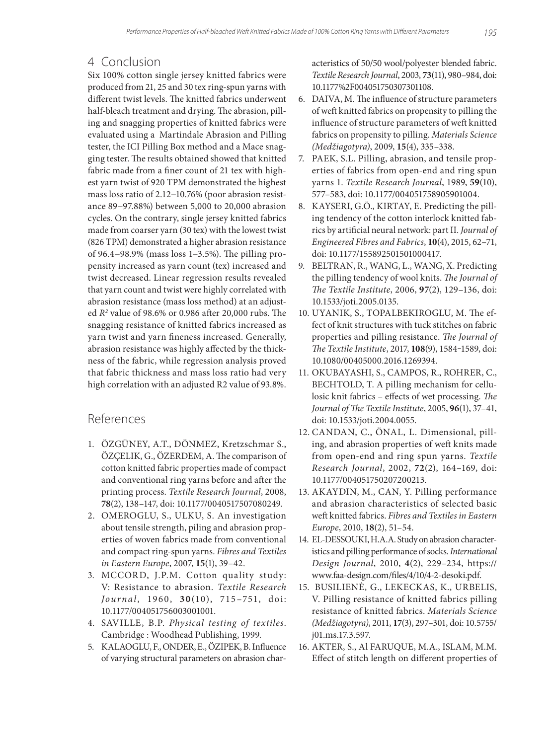## 4 Conclusion

Six 100% cotton single jersey knitted fabrics were produced from 21, 25 and 30 tex ring-spun yarns with different twist levels. The knitted fabrics underwent half-bleach treatment and drying. The abrasion, pilling and snagging properties of knitted fabrics were evaluated using a Martindale Abrasion and Pilling tester, the ICI Pilling Box method and a Mace snagging tester. The results obtained showed that knitted fabric made from a finer count of 21 tex with highest yarn twist of 920 TPM demonstrated the highest mass loss ratio of 2.12–10.76% (poor abrasion resistance 89–97.88%) between 5,000 to 20,000 abrasion cycles. On the contrary, single jersey knitted fabrics made from coarser yarn (30 tex) with the lowest twist (826 TPM) demonstrated a higher abrasion resistance of 96.4–98.9% (mass loss 1–3.5%). The pilling propensity increased as yarn count (tex) increased and twist decreased. Linear regression results revealed that yarn count and twist were highly correlated with abrasion resistance (mass loss method) at an adjusted $R^2$ value of 98.6% or 0.986 after 20,000 rubs. The snagging resistance of knitted fabrics increased as yarn twist and yarn fineness increased. Generally, abrasion resistance was highly affected by the thickness of the fabric, while regression analysis proved that fabric thickness and mass loss ratio had very high correlation with an adjusted R2 value of 93.8%.

## References

1. ÖZGÜNEY, A.T., DÖNMEZ, Kretzschmar S., ÖZÇELIK, G., ÖZERDEM, A. The comparison of cotton knitted fabric properties made of compact and conventional ring yarns before and after the printing process. *Textile Research Journal*, 2008, **78**(2), 138–147, doi: 10.1177/0040517507080249.
2. OMEROGLU, S., ULKU, S. An investigation about tensile strength, piling and abrasion properties of woven fabrics made from conventional and compact ring-spun yarns. *Fibres and Textiles in Eastern Europe*, 2007, **15**(1), 39–42.
3. MCCORD, J.P.M. Cotton quality study: V: Resistance to abrasion. *Textile Research Journal*, 1960, **30**(10), 715–751, doi: 10.1177/004051756003001001.
4. SAVILLE, B.P. *Physical testing of textiles*. Cambridge : Woodhead Publishing, 1999.
5. KALAOGLU, F., ONDER, E., ÖZIPEK, B. Influence of varying structural parameters on abrasion characteristics of 50/50 wool/polyester blended fabric. *Textile Research Journal*, 2003, **73**(11), 980–984, doi: 10.1177%2F004051750307301108.
6. DAIVA, M. The influence of structure parameters of weft knitted fabrics on propensity to pilling the influence of structure parameters of weft knitted fabrics on propensity to pilling. *Materials Science (Medžiagotyra)*, 2009, **15**(4), 335–338.
7. PAEK, S.L. Pilling, abrasion, and tensile properties of fabrics from open-end and ring spun yarns 1. *Textile Research Journal*, 1989, **59**(10), 577–583, doi: 10.1177/004051758905901004.
8. KAYSERI, G.Ö., KIRTAY, E. Predicting the pilling tendency of the cotton interlock knitted fabrics by artificial neural network: part II. *Journal of Engineered Fibres and Fabrics*, **10**(4), 2015, 62–71, doi: 10.1177/155892501501000417.
9. BELTRAN, R., WANG, L., WANG, X. Predicting the pilling tendency of wool knits. *The Journal of The Textile Institute*, 2006, **97**(2), 129–136, doi: 10.1533/joti.2005.0135.
10. UYANIK, S., TOPALBEKIROGLU, M. The effect of knit structures with tuck stitches on fabric properties and pilling resistance. *The Journal of The Textile Institute*, 2017, **108**(9), 1584‑1589, doi: 10.1080/00405000.2016.1269394.
11. OKUBAYASHI, S., CAMPOS, R., ROHRER, C., BECHTOLD, T. A pilling mechanism for cellulosic knit fabrics – effects of wet processing. *The Journal of The Textile Institute*, 2005, **96**(1), 37–41, doi: 10.1533/joti.2004.0055.
12. CANDAN, C., ÖNAL, L. Dimensional, pilling, and abrasion properties of weft knits made from open-end and ring spun yarns. *Textile Research Journal*, 2002, **72**(2), 164–169, doi: 10.1177/004051750207200213.
13. AKAYDIN, M., CAN, Y. Pilling performance and abrasion characteristics of selected basic weft knitted fabrics. *Fibres and Textiles in Eastern Europe*, 2010, **18**(2), 51–54.
14. EL-DESSOUKI, H.A.A. Study on abrasion characteristics and pilling performance of socks. *International Design Journal*, 2010, **4**(2), 229–234, https://www.faa-design.com/files/4/10/4-2-desoki.pdf.
15. BUSILIENĖ, G., LEKECKAS, K., URBELIS, V. Pilling resistance of knitted fabrics pilling resistance of knitted fabrics. *Materials Science (Medžiagotyra)*, 2011, **17**(3), 297–301, doi: 10.5755/j01.ms.17.3.597.
16. AKTER, S., Al FARUQUE, M.A., ISLAM, M.M. Effect of stitch length on different properties of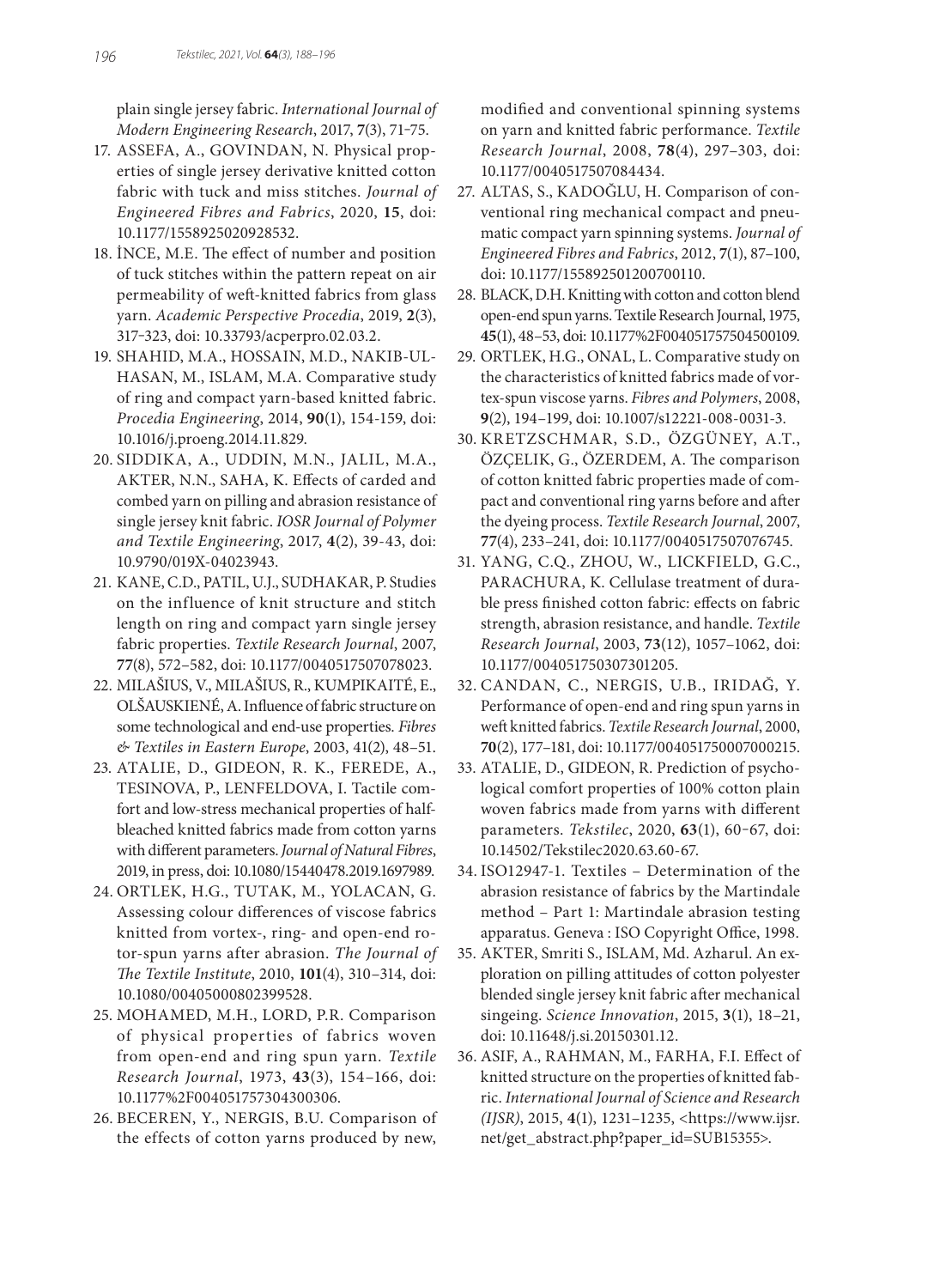plain single jersey fabric. *International Journal of Modern Engineering Research*, 2017, **7**(3), 71‑75.

17. ASSEFA, A., GOVINDAN, N. Physical properties of single jersey derivative knitted cotton fabric with tuck and miss stitches. *Journal of Engineered Fibres and Fabrics*, 2020, **15**, doi: 10.1177/1558925020928532.
18. İNCE, M.E. The effect of number and position of tuck stitches within the pattern repeat on air permeability of weft-knitted fabrics from glass yarn. *Academic Perspective Procedia*, 2019, **2**(3), 317‑323, doi: 10.33793/acperpro.02.03.2.
19. SHAHID, M.A., HOSSAIN, M.D., NAKIB-UL-HASAN, M., ISLAM, M.A. Comparative study of ring and compact yarn-based knitted fabric. *Procedia Engineering*, 2014, **90**(1), 154-159, doi: 10.1016/j.proeng.2014.11.829.
20. SIDDIKA, A., UDDIN, M.N., JALIL, M.A., AKTER, N.N., SAHA, K. Effects of carded and combed yarn on pilling and abrasion resistance of single jersey knit fabric. *IOSR Journal of Polymer and Textile Engineering*, 2017, **4**(2), 39-43, doi: 10.9790/019X-04023943.
21. KANE, C.D., PATIL, U.J., SUDHAKAR, P. Studies on the influence of knit structure and stitch length on ring and compact yarn single jersey fabric properties. *Textile Research Journal*, 2007, **77**(8), 572–582, doi: 10.1177/0040517507078023.
22. MILAŠIUS, V., MILAŠIUS, R., KUMPIKAITÉ, E., OLŠAUSKIENÉ, A. Influence of fabric structure on some technological and end-use properties. *Fibres & Textiles in Eastern Europe*, 2003, 41(2), 48–51.
23. ATALIE, D., GIDEON, R. K., FEREDE, A., TESINOVA, P., LENFELDOVA, I. Tactile comfort and low-stress mechanical properties of half-bleached knitted fabrics made from cotton yarns with different parameters. *Journal of Natural Fibres*, 2019, in press, doi: 10.1080/15440478.2019.1697989.
24. ORTLEK, H.G., TUTAK, M., YOLACAN, G. Assessing colour differences of viscose fabrics knitted from vortex-, ring- and open-end rotor-spun yarns after abrasion. *The Journal of The Textile Institute*, 2010, **101**(4), 310–314, doi: 10.1080/00405000802399528.
25. MOHAMED, M.H., LORD, P.R. Comparison of physical properties of fabrics woven from open-end and ring spun yarn. *Textile Research Journal*, 1973, **43**(3), 154–166, doi: 10.1177%2F004051757304300306.
26. BECEREN, Y., NERGIS, B.U. Comparison of the effects of cotton yarns produced by new, modified and conventional spinning systems on yarn and knitted fabric performance. *Textile Research Journal*, 2008, **78**(4), 297–303, doi: 10.1177/0040517507084434.
27. ALTAS, S., KADOĞLU, H. Comparison of conventional ring mechanical compact and pneumatic compact yarn spinning systems. *Journal of Engineered Fibres and Fabrics*, 2012, **7**(1), 87–100, doi: 10.1177/155892501200700110.
28. BLACK, D.H. Knitting with cotton and cotton blend open-end spun yarns. Textile Research Journal, 1975, **45**(1), 48–53, doi: 10.1177%2F004051757504500109.
29. ORTLEK, H.G., ONAL, L. Comparative study on the characteristics of knitted fabrics made of vortex-spun viscose yarns. *Fibres and Polymers*, 2008, **9**(2), 194–199, doi: 10.1007/s12221-008-0031-3.
30. KRETZSCHMAR, S.D., ÖZGÜNEY, A.T., ÖZÇELIK, G., ÖZERDEM, A. The comparison of cotton knitted fabric properties made of compact and conventional ring yarns before and after the dyeing process. *Textile Research Journal*, 2007, **77**(4), 233–241, doi: 10.1177/0040517507076745.
31. YANG, C.Q., ZHOU, W., LICKFIELD, G.C., PARACHURA, K. Cellulase treatment of durable press finished cotton fabric: effects on fabric strength, abrasion resistance, and handle. *Textile Research Journal*, 2003, **73**(12), 1057–1062, doi: 10.1177/004051750307301205.
32. CANDAN, C., NERGIS, U.B., IRIDAĞ, Y. Performance of open-end and ring spun yarns in weft knitted fabrics. *Textile Research Journal*, 2000, **70**(2), 177–181, doi: 10.1177/004051750007000215.
33. ATALIE, D., GIDEON, R. Prediction of psychological comfort properties of 100% cotton plain woven fabrics made from yarns with different parameters. *Tekstilec*, 2020, **63**(1), 60‑67, doi: 10.14502/Tekstilec2020.63.60-67.
34. ISO12947-1. Textiles – Determination of the abrasion resistance of fabrics by the Martindale method – Part 1: Martindale abrasion testing apparatus. Geneva : ISO Copyright Office, 1998.
35. AKTER, Smriti S., ISLAM, Md. Azharul. An exploration on pilling attitudes of cotton polyester blended single jersey knit fabric after mechanical singeing. *Science Innovation*, 2015, **3**(1), 18–21, doi: 10.11648/j.si.20150301.12.
36. ASIF, A., RAHMAN, M., FARHA, F.I. Effect of knitted structure on the properties of knitted fabric. *International Journal of Science and Research (IJSR)*, 2015, **4**(1), 1231–1235, <https://www.ijsr.net/get_abstract.php?paper_id=SUB15355>.